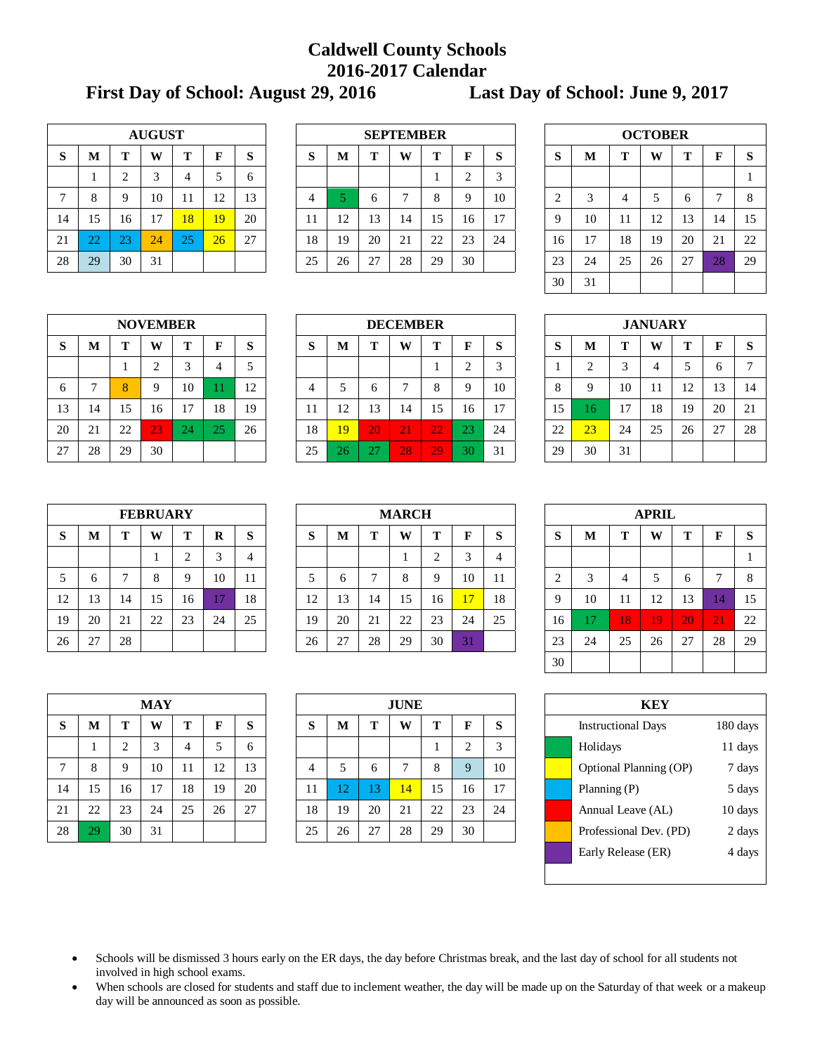# Caldwell County Schools
# 2016-2017 Calendar

**First Day of School: August 29, 2016** **Last Day of School: June 9, 2017**

| AUGUST | | | | | | |
|---|---|---|---|---|---|---|
| S | M | T | W | T | F | S |
| | 1 | 2 | 3 | 4 | 5 | 6 |
| 7 | 8 | 9 | 10 | 11 | 12 | 13 |
| 14 | 15 | 16 | 17 | 18 | 19 | 20 |
| 21 | 22 | 23 | 24 | 25 | 26 | 27 |
| 28 | 29 | 30 | 31 | | | |

| SEPTEMBER | | | | | | |
|---|---|---|---|---|---|---|
| S | M | T | W | T | F | S |
| | | | | 1 | 2 | 3 |
| 4 | 5 | 6 | 7 | 8 | 9 | 10 |
| 11 | 12 | 13 | 14 | 15 | 16 | 17 |
| 18 | 19 | 20 | 21 | 22 | 23 | 24 |
| 25 | 26 | 27 | 28 | 29 | 30 | |

| OCTOBER | | | | | | |
|---|---|---|---|---|---|---|
| S | M | T | W | T | F | S |
| | | | | | | 1 |
| 2 | 3 | 4 | 5 | 6 | 7 | 8 |
| 9 | 10 | 11 | 12 | 13 | 14 | 15 |
| 16 | 17 | 18 | 19 | 20 | 21 | 22 |
| 23 | 24 | 25 | 26 | 27 | 28 | 29 |
| 30 | 31 | | | | | |

| NOVEMBER | | | | | | |
|---|---|---|---|---|---|---|
| S | M | T | W | T | F | S |
| | | 1 | 2 | 3 | 4 | 5 |
| 6 | 7 | 8 | 9 | 10 | 11 | 12 |
| 13 | 14 | 15 | 16 | 17 | 18 | 19 |
| 20 | 21 | 22 | 23 | 24 | 25 | 26 |
| 27 | 28 | 29 | 30 | | | |

| DECEMBER | | | | | | |
|---|---|---|---|---|---|---|
| S | M | T | W | T | F | S |
| | | | | 1 | 2 | 3 |
| 4 | 5 | 6 | 7 | 8 | 9 | 10 |
| 11 | 12 | 13 | 14 | 15 | 16 | 17 |
| 18 | 19 | 20 | 21 | 22 | 23 | 24 |
| 25 | 26 | 27 | 28 | 29 | 30 | 31 |

| JANUARY | | | | | | |
|---|---|---|---|---|---|---|
| S | M | T | W | T | F | S |
| 1 | 2 | 3 | 4 | 5 | 6 | 7 |
| 8 | 9 | 10 | 11 | 12 | 13 | 14 |
| 15 | 16 | 17 | 18 | 19 | 20 | 21 |
| 22 | 23 | 24 | 25 | 26 | 27 | 28 |
| 29 | 30 | 31 | | | | |

| FEBRUARY | | | | | | |
|---|---|---|---|---|---|---|
| S | M | T | W | T | R | S |
| | | | 1 | 2 | 3 | 4 |
| 5 | 6 | 7 | 8 | 9 | 10 | 11 |
| 12 | 13 | 14 | 15 | 16 | 17 | 18 |
| 19 | 20 | 21 | 22 | 23 | 24 | 25 |
| 26 | 27 | 28 | | | | |

| MARCH | | | | | | |
|---|---|---|---|---|---|---|
| S | M | T | W | T | F | S |
| | | | 1 | 2 | 3 | 4 |
| 5 | 6 | 7 | 8 | 9 | 10 | 11 |
| 12 | 13 | 14 | 15 | 16 | 17 | 18 |
| 19 | 20 | 21 | 22 | 23 | 24 | 25 |
| 26 | 27 | 28 | 29 | 30 | 31 | |

| APRIL | | | | | | |
|---|---|---|---|---|---|---|
| S | M | T | W | T | F | S |
| | | | | | | 1 |
| 2 | 3 | 4 | 5 | 6 | 7 | 8 |
| 9 | 10 | 11 | 12 | 13 | 14 | 15 |
| 16 | 17 | 18 | 19 | 20 | 21 | 22 |
| 23 | 24 | 25 | 26 | 27 | 28 | 29 |
| 30 | | | | | | |

| MAY | | | | | | |
|---|---|---|---|---|---|---|
| S | M | T | W | T | F | S |
| | 1 | 2 | 3 | 4 | 5 | 6 |
| 7 | 8 | 9 | 10 | 11 | 12 | 13 |
| 14 | 15 | 16 | 17 | 18 | 19 | 20 |
| 21 | 22 | 23 | 24 | 25 | 26 | 27 |
| 28 | 29 | 30 | 31 | | | |

| JUNE | | | | | | |
|---|---|---|---|---|---|---|
| S | M | T | W | T | F | S |
| | | | | 1 | 2 | 3 |
| 4 | 5 | 6 | 7 | 8 | 9 | 10 |
| 11 | 12 | 13 | 14 | 15 | 16 | 17 |
| 18 | 19 | 20 | 21 | 22 | 23 | 24 |
| 25 | 26 | 27 | 28 | 29 | 30 | |

| KEY | |
|---|---|
| Instructional Days | 180 days |
| Holidays | 11 days |
| Optional Planning (OP) | 7 days |
| Planning (P) | 5 days |
| Annual Leave (AL) | 10 days |
| Professional Dev. (PD) | 2 days |
| Early Release (ER) | 4 days |

- Schools will be dismissed 3 hours early on the ER days, the day before Christmas break, and the last day of school for all students not involved in high school exams.
- When schools are closed for students and staff due to inclement weather, the day will be made up on the Saturday of that week or a makeup day will be announced as soon as possible.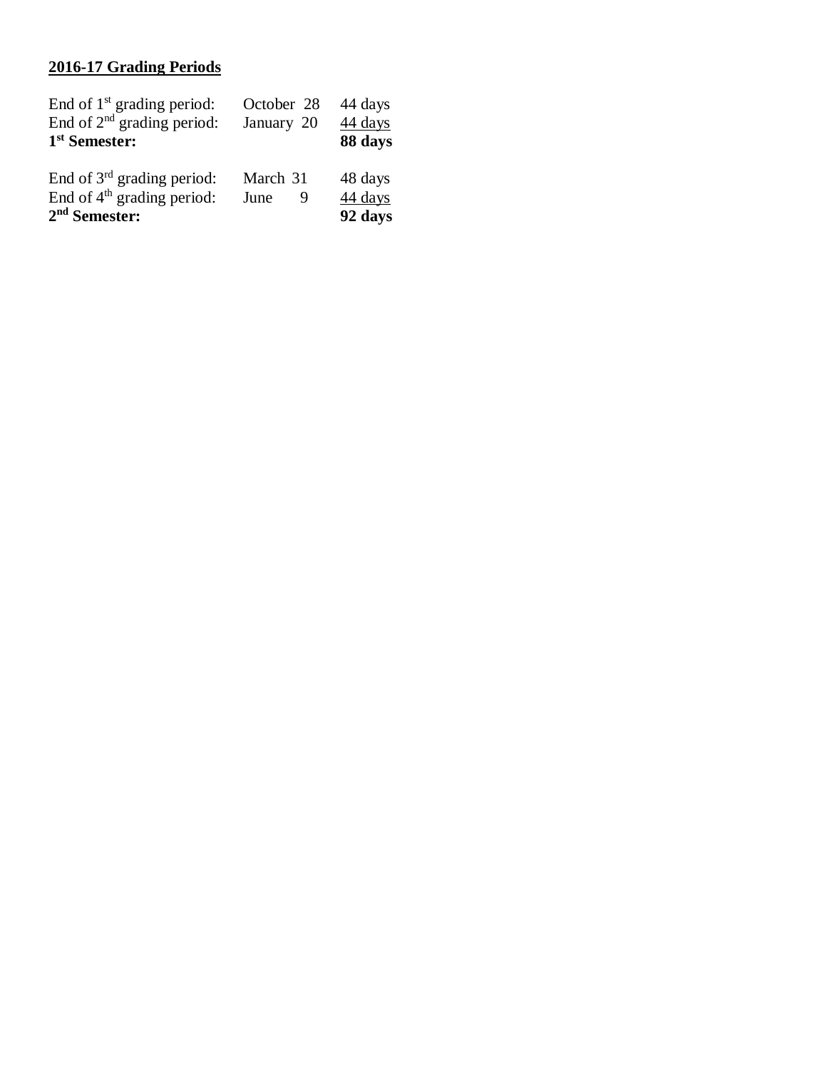**<u>2016-17 Grading Periods</u>**

| | | |
|---|---|---|
| End of 1st grading period: | October 28 | 44 days |
| End of 2nd grading period: | January 20 | <u>44 days</u> |
| **1st Semester:** | | **88 days** |
| | | |
| End of 3rd grading period: | March 31 | 48 days |
| End of 4th grading period: | June 9 | <u>44 days</u> |
| **2nd Semester:** | | **92 days** |